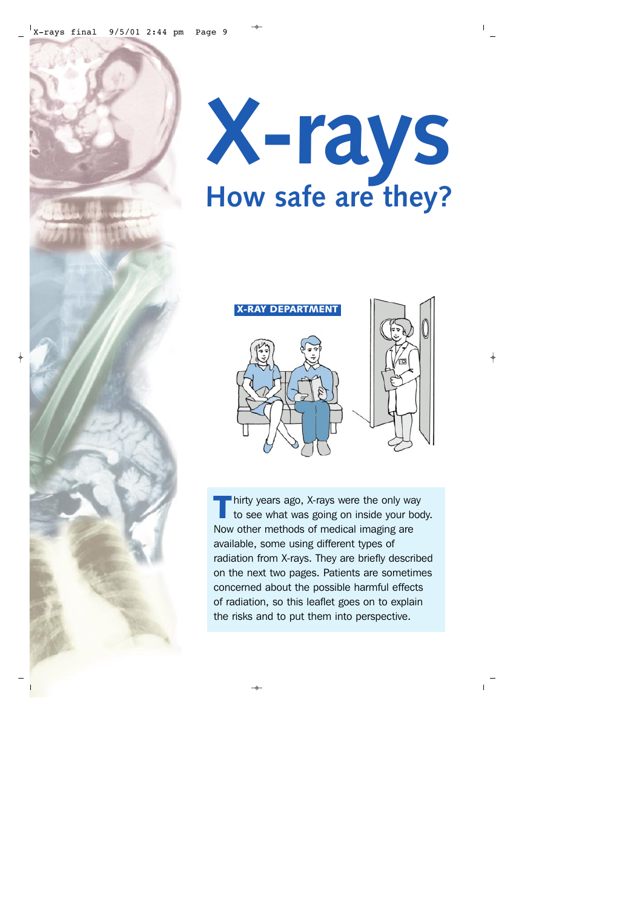# X-rays

## How safe are they?

Thirty years ago, X-rays were the only way to see what was going on inside your body. Now other methods of medical imaging are available, some using different types of radiation from X-rays. They are briefly described on the next two pages. Patients are sometimes concerned about the possible harmful effects of radiation, so this leaflet goes on to explain the risks and to put them into perspective.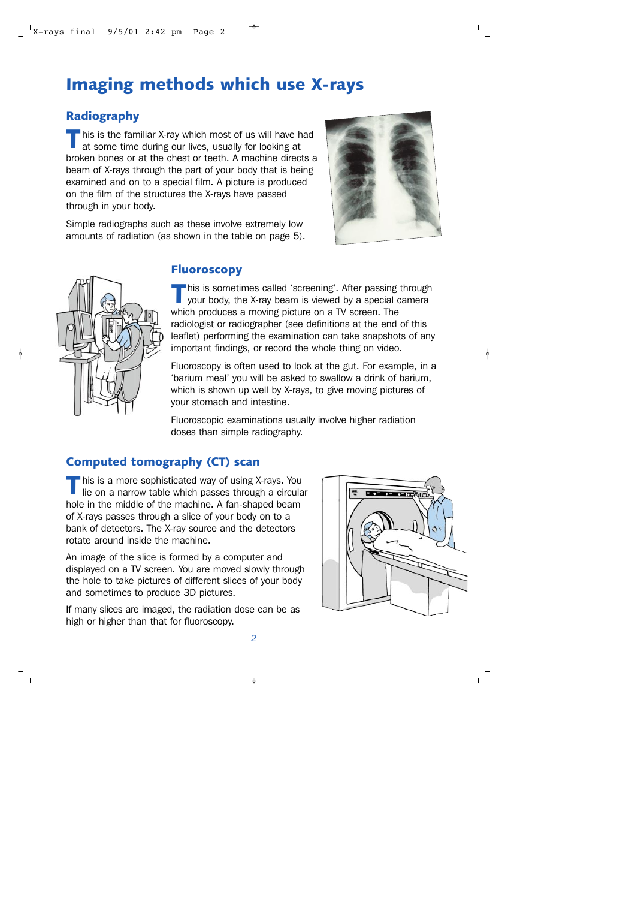# Imaging methods which use X-rays

## Radiography

This is the familiar X-ray which most of us will have had at some time during our lives, usually for looking at broken bones or at the chest or teeth. A machine directs a beam of X-rays through the part of your body that is being examined and on to a special film. A picture is produced on the film of the structures the X-rays have passed through in your body.

Simple radiographs such as these involve extremely low amounts of radiation (as shown in the table on page 5).

## Fluoroscopy

This is sometimes called 'screening'. After passing through your body, the X-ray beam is viewed by a special camera which produces a moving picture on a TV screen. The radiologist or radiographer (see definitions at the end of this leaflet) performing the examination can take snapshots of any important findings, or record the whole thing on video.

Fluoroscopy is often used to look at the gut. For example, in a 'barium meal' you will be asked to swallow a drink of barium, which is shown up well by X-rays, to give moving pictures of your stomach and intestine.

Fluoroscopic examinations usually involve higher radiation doses than simple radiography.

## Computed tomography (CT) scan

This is a more sophisticated way of using X-rays. You lie on a narrow table which passes through a circular hole in the middle of the machine. A fan-shaped beam of X-rays passes through a slice of your body on to a bank of detectors. The X-ray source and the detectors rotate around inside the machine.

An image of the slice is formed by a computer and displayed on a TV screen. You are moved slowly through the hole to take pictures of different slices of your body and sometimes to produce 3D pictures.

If many slices are imaged, the radiation dose can be as high or higher than that for fluoroscopy.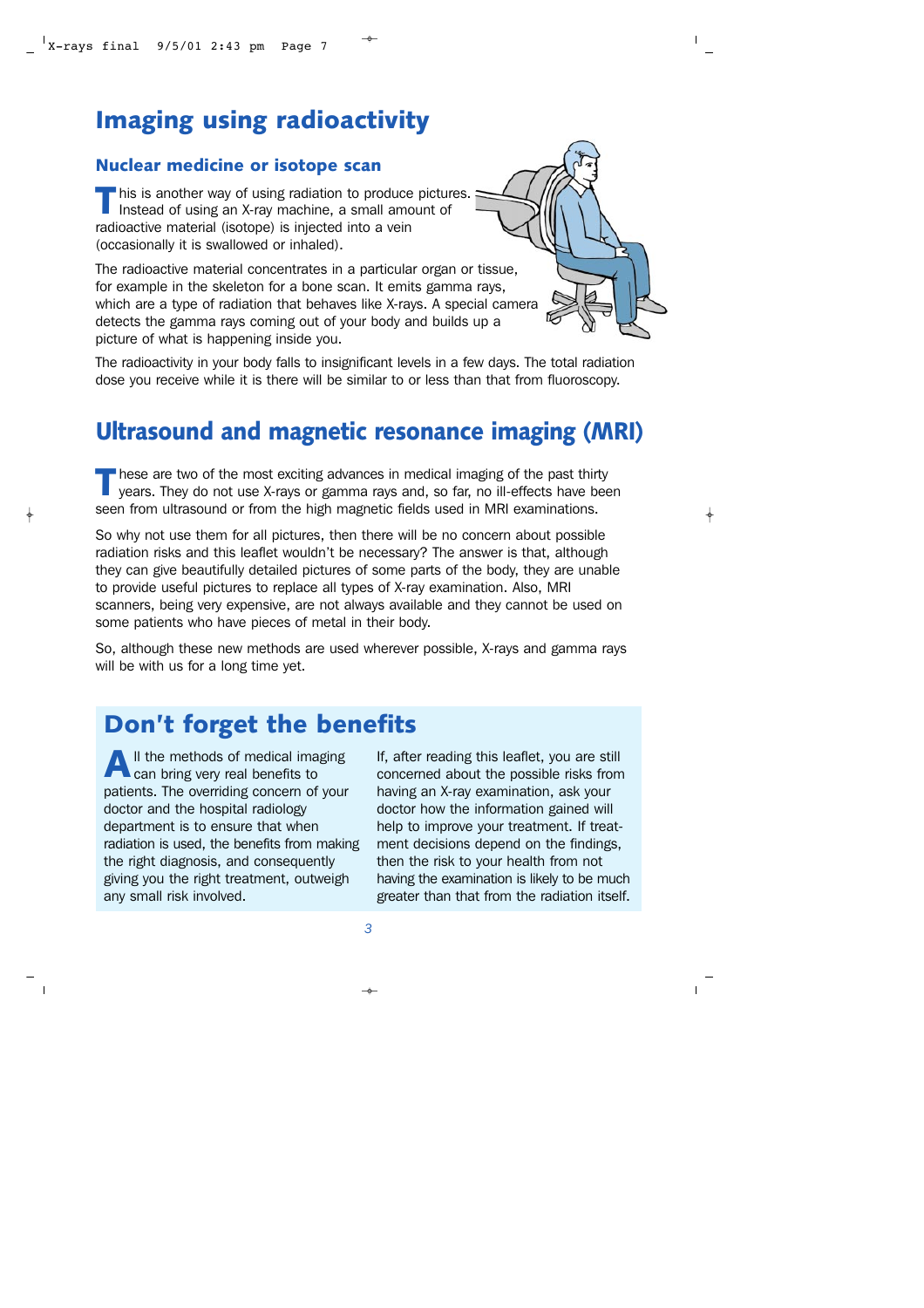# Imaging using radioactivity

## Nuclear medicine or isotope scan

This is another way of using radiation to produce pictures. Instead of using an X-ray machine, a small amount of radioactive material (isotope) is injected into a vein (occasionally it is swallowed or inhaled).

The radioactive material concentrates in a particular organ or tissue, for example in the skeleton for a bone scan. It emits gamma rays, which are a type of radiation that behaves like X-rays. A special camera detects the gamma rays coming out of your body and builds up a picture of what is happening inside you.

The radioactivity in your body falls to insignificant levels in a few days. The total radiation dose you receive while it is there will be similar to or less than that from fluoroscopy.

# Ultrasound and magnetic resonance imaging (MRI)

These are two of the most exciting advances in medical imaging of the past thirty years. They do not use X-rays or gamma rays and, so far, no ill-effects have been seen from ultrasound or from the high magnetic fields used in MRI examinations.

So why not use them for all pictures, then there will be no concern about possible radiation risks and this leaflet wouldn't be necessary? The answer is that, although they can give beautifully detailed pictures of some parts of the body, they are unable to provide useful pictures to replace all types of X-ray examination. Also, MRI scanners, being very expensive, are not always available and they cannot be used on some patients who have pieces of metal in their body.

So, although these new methods are used wherever possible, X-rays and gamma rays will be with us for a long time yet.

# Don't forget the benefits

All the methods of medical imaging can bring very real benefits to patients. The overriding concern of your doctor and the hospital radiology department is to ensure that when radiation is used, the benefits from making the right diagnosis, and consequently giving you the right treatment, outweigh any small risk involved.

If, after reading this leaflet, you are still concerned about the possible risks from having an X-ray examination, ask your doctor how the information gained will help to improve your treatment. If treatment decisions depend on the findings, then the risk to your health from not having the examination is likely to be much greater than that from the radiation itself.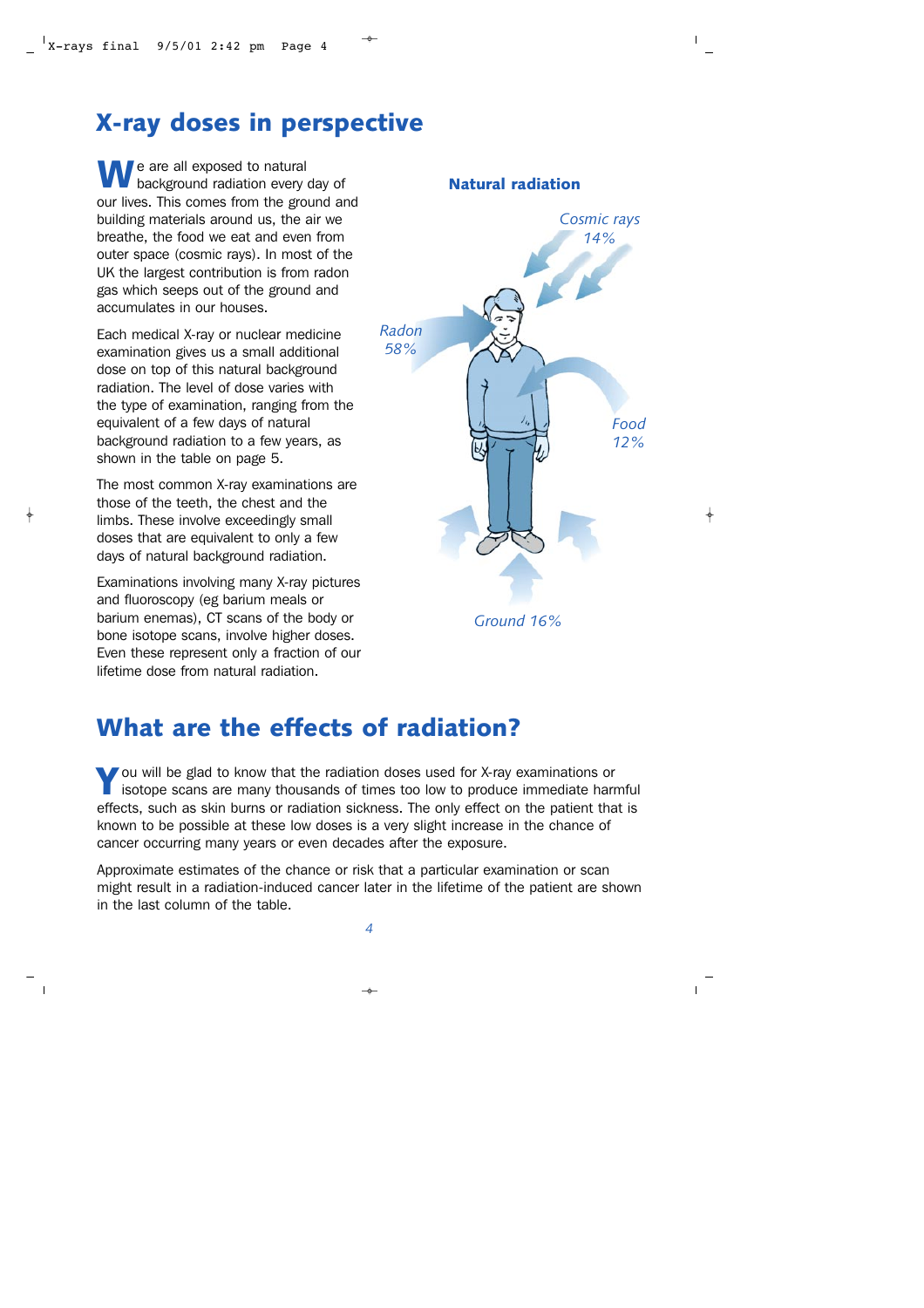## X-ray doses in perspective

We are all exposed to natural background radiation every day of our lives. This comes from the ground and building materials around us, the air we breathe, the food we eat and even from outer space (cosmic rays). In most of the UK the largest contribution is from radon gas which seeps out of the ground and accumulates in our houses.

Each medical X-ray or nuclear medicine examination gives us a small additional dose on top of this natural background radiation. The level of dose varies with the type of examination, ranging from the equivalent of a few days of natural background radiation to a few years, as shown in the table on page 5.

The most common X-ray examinations are those of the teeth, the chest and the limbs. These involve exceedingly small doses that are equivalent to only a few days of natural background radiation.

Examinations involving many X-ray pictures and fluoroscopy (eg barium meals or barium enemas), CT scans of the body or bone isotope scans, involve higher doses. Even these represent only a fraction of our lifetime dose from natural radiation.

**Natural radiation**

*Cosmic rays 14%*

*Radon 58%*

*Food 12%*

*Ground 16%*

## What are the effects of radiation?

You will be glad to know that the radiation doses used for X-ray examinations or isotope scans are many thousands of times too low to produce immediate harmful effects, such as skin burns or radiation sickness. The only effect on the patient that is known to be possible at these low doses is a very slight increase in the chance of cancer occurring many years or even decades after the exposure.

Approximate estimates of the chance or risk that a particular examination or scan might result in a radiation-induced cancer later in the lifetime of the patient are shown in the last column of the table.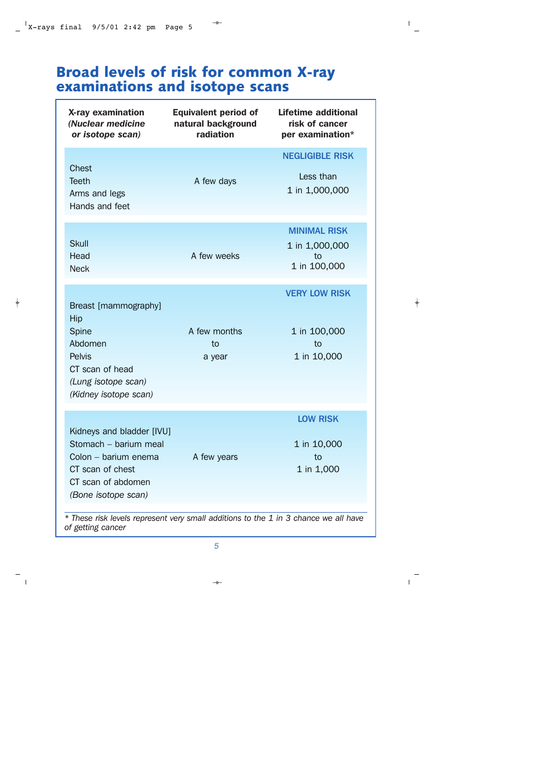# Broad levels of risk for common X-ray examinations and isotope scans

| X-ray examination *(Nuclear medicine or isotope scan)* | Equivalent period of natural background radiation | Lifetime additional risk of cancer per examination* |
|---|---|---|
| Chest<br>Teeth<br>Arms and legs<br>Hands and feet | A few days | **NEGLIGIBLE RISK**<br>Less than 1 in 1,000,000 |
| Skull<br>Head<br>Neck | A few weeks | **MINIMAL RISK**<br>1 in 1,000,000 to 1 in 100,000 |
| Breast [mammography]<br>Hip<br>Spine<br>Abdomen<br>Pelvis<br>CT scan of head<br>*(Lung isotope scan)*<br>*(Kidney isotope scan)* | A few months to a year | **VERY LOW RISK**<br>1 in 100,000 to 1 in 10,000 |
| Kidneys and bladder [IVU]<br>Stomach – barium meal<br>Colon – barium enema<br>CT scan of chest<br>CT scan of abdomen<br>*(Bone isotope scan)* | A few years | **LOW RISK**<br>1 in 10,000 to 1 in 1,000 |

*\* These risk levels represent very small additions to the 1 in 3 chance we all have of getting cancer*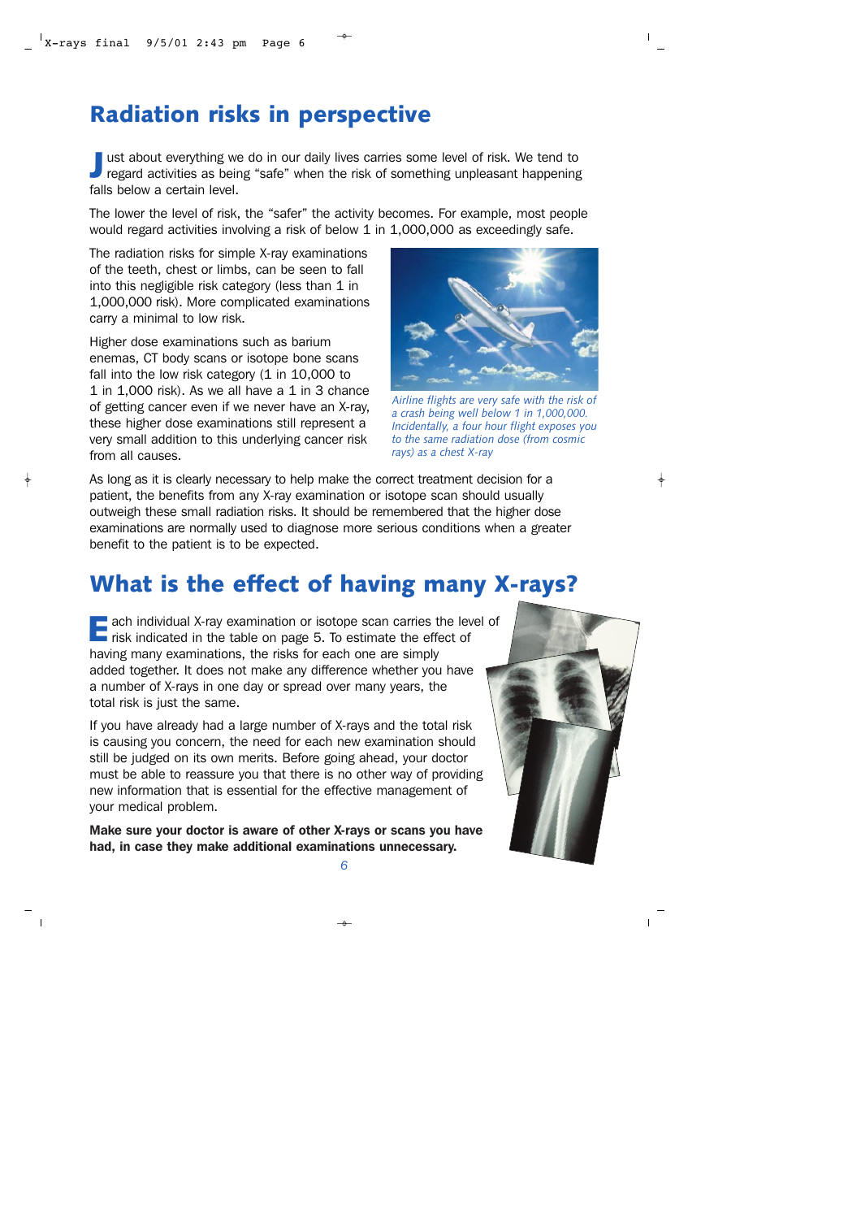## Radiation risks in perspective

Just about everything we do in our daily lives carries some level of risk. We tend to regard activities as being "safe" when the risk of something unpleasant happening falls below a certain level.

The lower the level of risk, the "safer" the activity becomes. For example, most people would regard activities involving a risk of below 1 in 1,000,000 as exceedingly safe.

The radiation risks for simple X-ray examinations of the teeth, chest or limbs, can be seen to fall into this negligible risk category (less than 1 in 1,000,000 risk). More complicated examinations carry a minimal to low risk.

Higher dose examinations such as barium enemas, CT body scans or isotope bone scans fall into the low risk category (1 in 10,000 to 1 in 1,000 risk). As we all have a 1 in 3 chance of getting cancer even if we never have an X-ray, these higher dose examinations still represent a very small addition to this underlying cancer risk from all causes.

*Airline flights are very safe with the risk of a crash being well below 1 in 1,000,000. Incidentally, a four hour flight exposes you to the same radiation dose (from cosmic rays) as a chest X-ray*

As long as it is clearly necessary to help make the correct treatment decision for a patient, the benefits from any X-ray examination or isotope scan should usually outweigh these small radiation risks. It should be remembered that the higher dose examinations are normally used to diagnose more serious conditions when a greater benefit to the patient is to be expected.

## What is the effect of having many X-rays?

Each individual X-ray examination or isotope scan carries the level of risk indicated in the table on page 5. To estimate the effect of having many examinations, the risks for each one are simply added together. It does not make any difference whether you have a number of X-rays in one day or spread over many years, the total risk is just the same.

If you have already had a large number of X-rays and the total risk is causing you concern, the need for each new examination should still be judged on its own merits. Before going ahead, your doctor must be able to reassure you that there is no other way of providing new information that is essential for the effective management of your medical problem.

**Make sure your doctor is aware of other X-rays or scans you have had, in case they make additional examinations unnecessary.**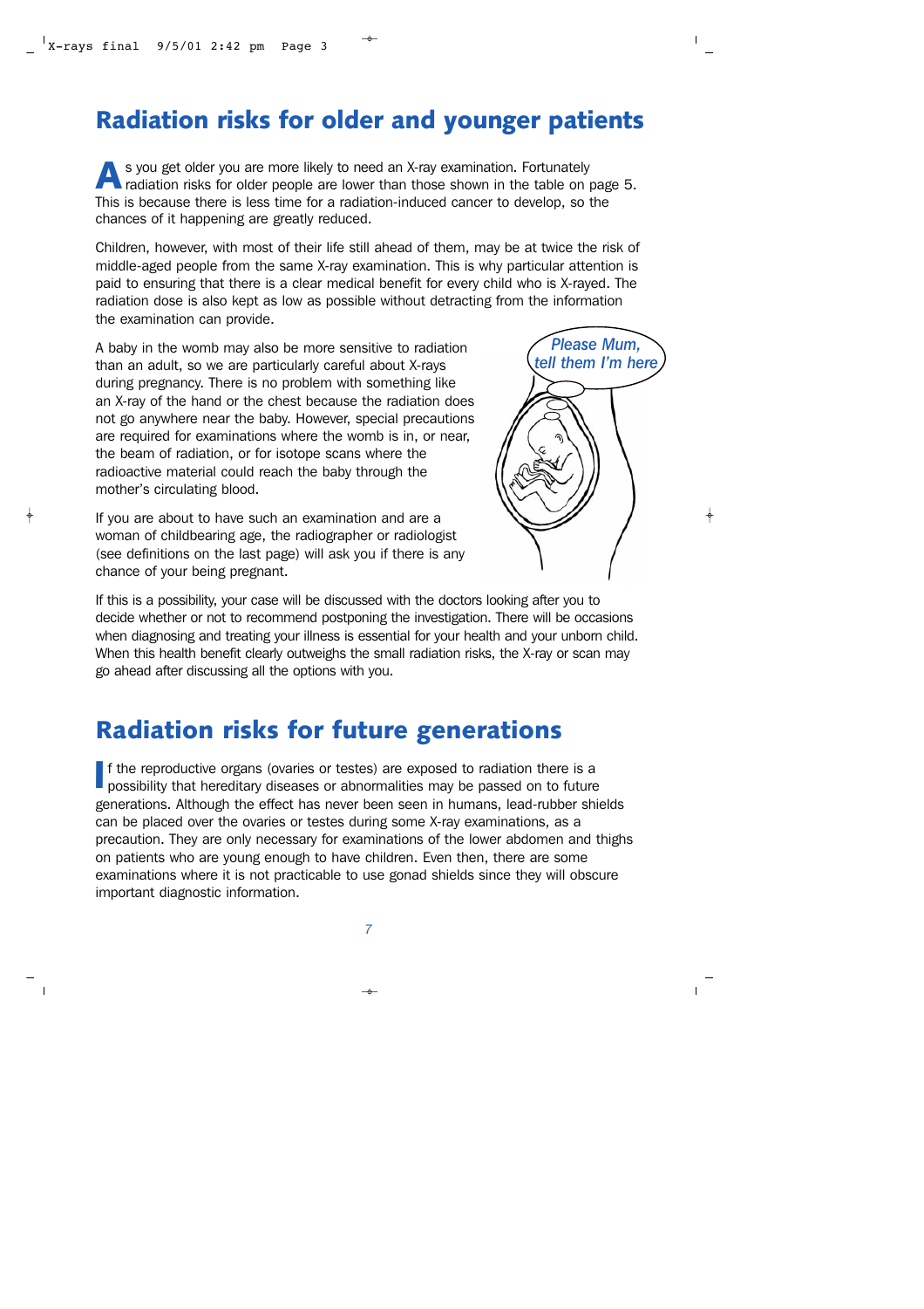## Radiation risks for older and younger patients

As you get older you are more likely to need an X-ray examination. Fortunately radiation risks for older people are lower than those shown in the table on page 5. This is because there is less time for a radiation-induced cancer to develop, so the chances of it happening are greatly reduced.

Children, however, with most of their life still ahead of them, may be at twice the risk of middle-aged people from the same X-ray examination. This is why particular attention is paid to ensuring that there is a clear medical benefit for every child who is X-rayed. The radiation dose is also kept as low as possible without detracting from the information the examination can provide.

A baby in the womb may also be more sensitive to radiation than an adult, so we are particularly careful about X-rays during pregnancy. There is no problem with something like an X-ray of the hand or the chest because the radiation does not go anywhere near the baby. However, special precautions are required for examinations where the womb is in, or near, the beam of radiation, or for isotope scans where the radioactive material could reach the baby through the mother's circulating blood.

*Please Mum, tell them I'm here*

If you are about to have such an examination and are a woman of childbearing age, the radiographer or radiologist (see definitions on the last page) will ask you if there is any chance of your being pregnant.

If this is a possibility, your case will be discussed with the doctors looking after you to decide whether or not to recommend postponing the investigation. There will be occasions when diagnosing and treating your illness is essential for your health and your unborn child. When this health benefit clearly outweighs the small radiation risks, the X-ray or scan may go ahead after discussing all the options with you.

## Radiation risks for future generations

If the reproductive organs (ovaries or testes) are exposed to radiation there is a possibility that hereditary diseases or abnormalities may be passed on to future generations. Although the effect has never been seen in humans, lead-rubber shields can be placed over the ovaries or testes during some X-ray examinations, as a precaution. They are only necessary for examinations of the lower abdomen and thighs on patients who are young enough to have children. Even then, there are some examinations where it is not practicable to use gonad shields since they will obscure important diagnostic information.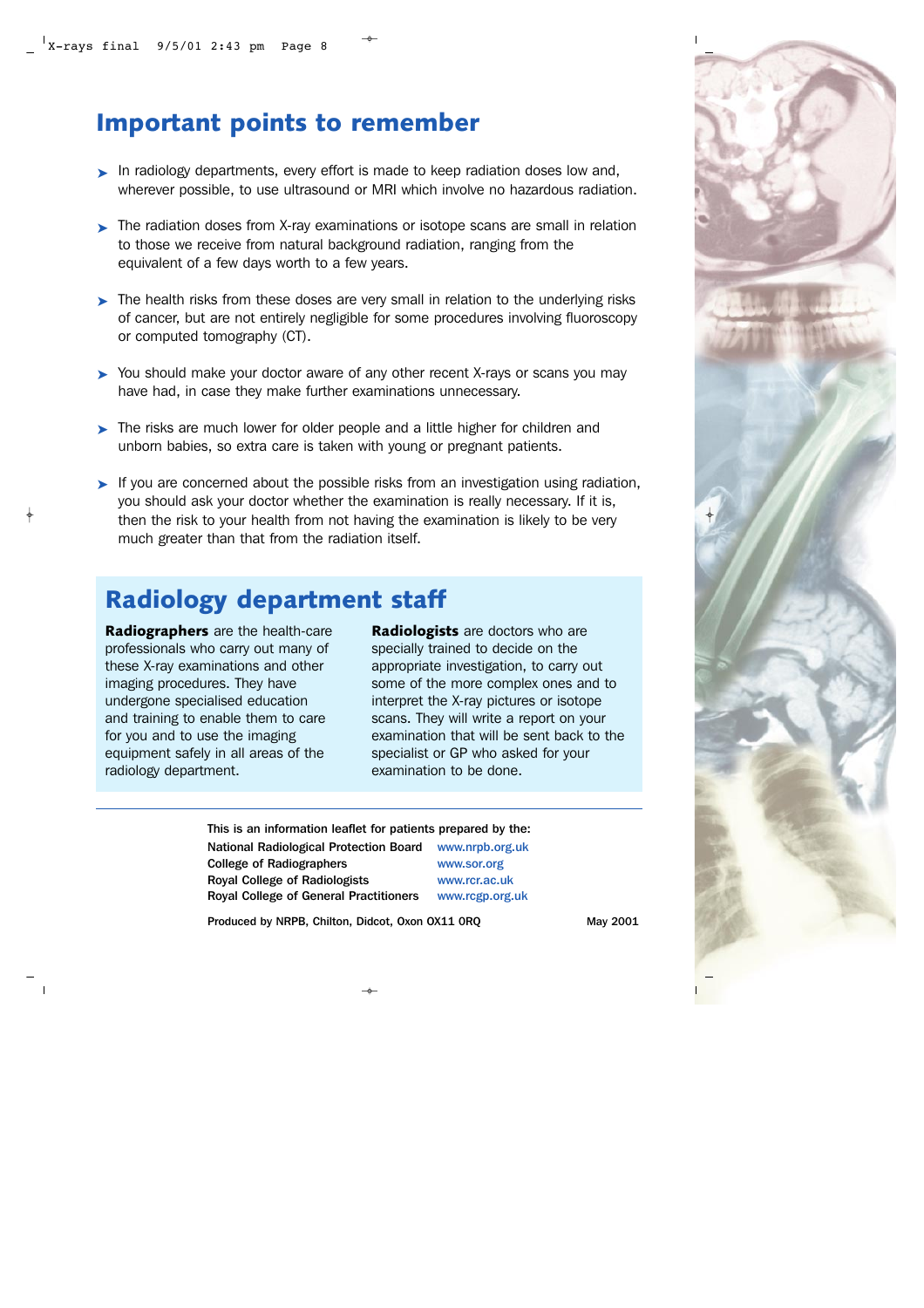## Important points to remember

- In radiology departments, every effort is made to keep radiation doses low and, wherever possible, to use ultrasound or MRI which involve no hazardous radiation.
- The radiation doses from X-ray examinations or isotope scans are small in relation to those we receive from natural background radiation, ranging from the equivalent of a few days worth to a few years.
- The health risks from these doses are very small in relation to the underlying risks of cancer, but are not entirely negligible for some procedures involving fluoroscopy or computed tomography (CT).
- You should make your doctor aware of any other recent X-rays or scans you may have had, in case they make further examinations unnecessary.
- The risks are much lower for older people and a little higher for children and unborn babies, so extra care is taken with young or pregnant patients.
- If you are concerned about the possible risks from an investigation using radiation, you should ask your doctor whether the examination is really necessary. If it is, then the risk to your health from not having the examination is likely to be very much greater than that from the radiation itself.

## Radiology department staff

**Radiographers** are the health-care professionals who carry out many of these X-ray examinations and other imaging procedures. They have undergone specialised education and training to enable them to care for you and to use the imaging equipment safely in all areas of the radiology department.

**Radiologists** are doctors who are specially trained to decide on the appropriate investigation, to carry out some of the more complex ones and to interpret the X-ray pictures or isotope scans. They will write a report on your examination that will be sent back to the specialist or GP who asked for your examination to be done.

---

**This is an information leaflet for patients prepared by the:**

| | |
|---|---|
| **National Radiological Protection Board** | www.nrpb.org.uk |
| **College of Radiographers** | www.sor.org |
| **Royal College of Radiologists** | www.rcr.ac.uk |
| **Royal College of General Practitioners** | www.rcgp.org.uk |

**Produced by NRPB, Chilton, Didcot, Oxon OX11 0RQ** **May 2001**